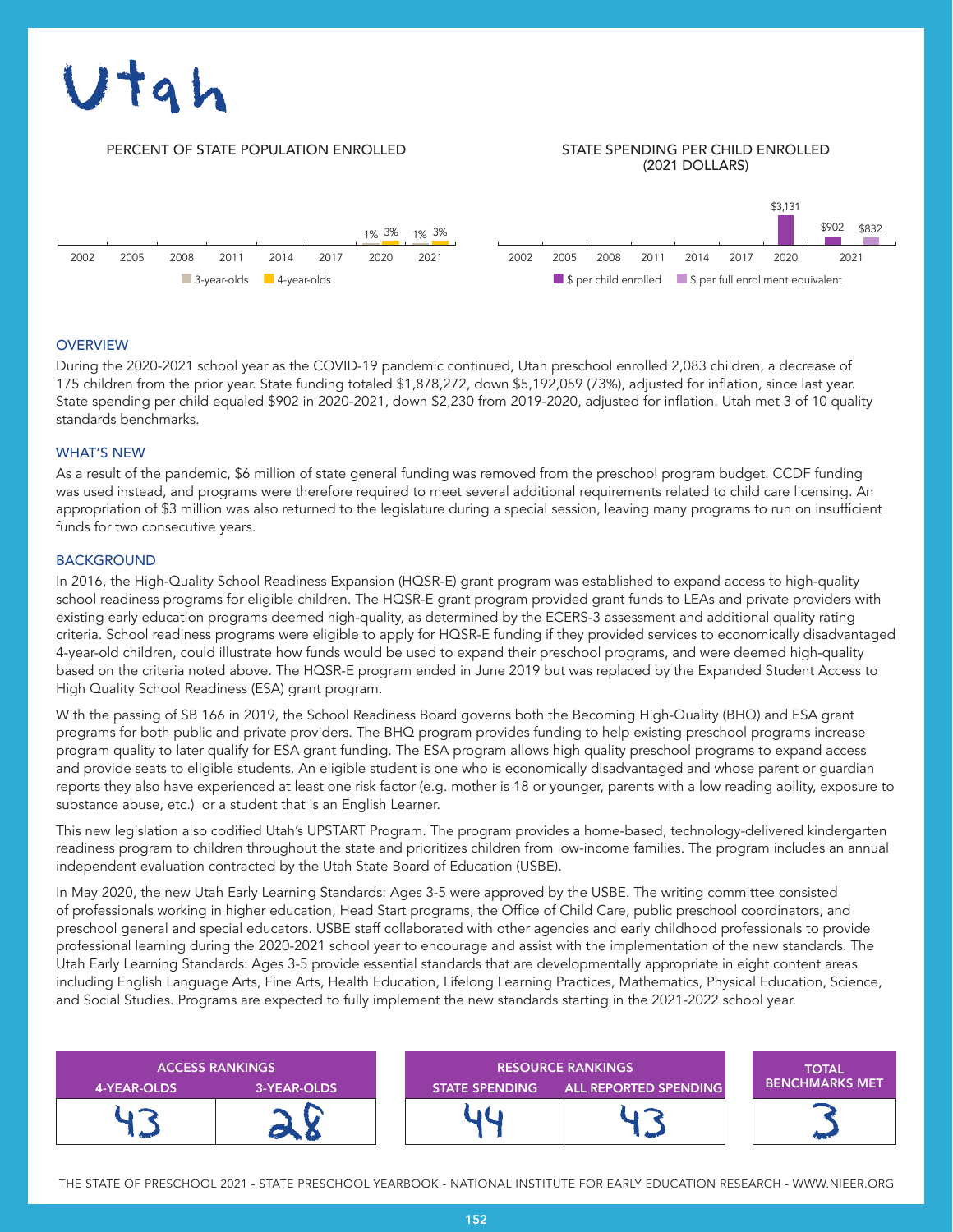# Utah

PERCENT OF STATE POPULATION ENROLLED

| | 2002 | 2005 | 2008 | 2011 | 2014 | 2017 | 2020 | 2021 |
|---|---|---|---|---|---|---|---|---|
| 3-year-olds | | | | | | | 1% | 1% |
| 4-year-olds | | | | | | | 3% | 3% |

STATE SPENDING PER CHILD ENROLLED (2021 DOLLARS)

| | 2002 | 2005 | 2008 | 2011 | 2014 | 2017 | 2020 | 2021 |
|---|---|---|---|---|---|---|---|---|
| $ per child enrolled | | | | | | | $3,131 | $902 |
| $ per full enrollment equivalent | | | | | | | | $832 |

## OVERVIEW

During the 2020-2021 school year as the COVID-19 pandemic continued, Utah preschool enrolled 2,083 children, a decrease of 175 children from the prior year. State funding totaled $1,878,272, down $5,192,059 (73%), adjusted for inflation, since last year. State spending per child equaled $902 in 2020-2021, down $2,230 from 2019-2020, adjusted for inflation. Utah met 3 of 10 quality standards benchmarks.

## WHAT'S NEW

As a result of the pandemic, $6 million of state general funding was removed from the preschool program budget. CCDF funding was used instead, and programs were therefore required to meet several additional requirements related to child care licensing. An appropriation of $3 million was also returned to the legislature during a special session, leaving many programs to run on insufficient funds for two consecutive years.

## BACKGROUND

In 2016, the High-Quality School Readiness Expansion (HQSR-E) grant program was established to expand access to high-quality school readiness programs for eligible children. The HQSR-E grant program provided grant funds to LEAs and private providers with existing early education programs deemed high-quality, as determined by the ECERS-3 assessment and additional quality rating criteria. School readiness programs were eligible to apply for HQSR-E funding if they provided services to economically disadvantaged 4-year-old children, could illustrate how funds would be used to expand their preschool programs, and were deemed high-quality based on the criteria noted above. The HQSR-E program ended in June 2019 but was replaced by the Expanded Student Access to High Quality School Readiness (ESA) grant program.

With the passing of SB 166 in 2019, the School Readiness Board governs both the Becoming High-Quality (BHQ) and ESA grant programs for both public and private providers. The BHQ program provides funding to help existing preschool programs increase program quality to later qualify for ESA grant funding. The ESA program allows high quality preschool programs to expand access and provide seats to eligible students. An eligible student is one who is economically disadvantaged and whose parent or guardian reports they also have experienced at least one risk factor (e.g. mother is 18 or younger, parents with a low reading ability, exposure to substance abuse, etc.) or a student that is an English Learner.

This new legislation also codified Utah's UPSTART Program. The program provides a home-based, technology-delivered kindergarten readiness program to children throughout the state and prioritizes children from low-income families. The program includes an annual independent evaluation contracted by the Utah State Board of Education (USBE).

In May 2020, the new Utah Early Learning Standards: Ages 3-5 were approved by the USBE. The writing committee consisted of professionals working in higher education, Head Start programs, the Office of Child Care, public preschool coordinators, and preschool general and special educators. USBE staff collaborated with other agencies and early childhood professionals to provide professional learning during the 2020-2021 school year to encourage and assist with the implementation of the new standards. The Utah Early Learning Standards: Ages 3-5 provide essential standards that are developmentally appropriate in eight content areas including English Language Arts, Fine Arts, Health Education, Lifelong Learning Practices, Mathematics, Physical Education, Science, and Social Studies. Programs are expected to fully implement the new standards starting in the 2021-2022 school year.

| ACCESS RANKINGS | | RESOURCE RANKINGS | | TOTAL BENCHMARKS MET |
|---|---|---|---|---|
| 4-YEAR-OLDS | 3-YEAR-OLDS | STATE SPENDING | ALL REPORTED SPENDING | |
| 43 | 28 | 44 | 43 | 3 |

THE STATE OF PRESCHOOL 2021 - STATE PRESCHOOL YEARBOOK - NATIONAL INSTITUTE FOR EARLY EDUCATION RESEARCH - WWW.NIEER.ORG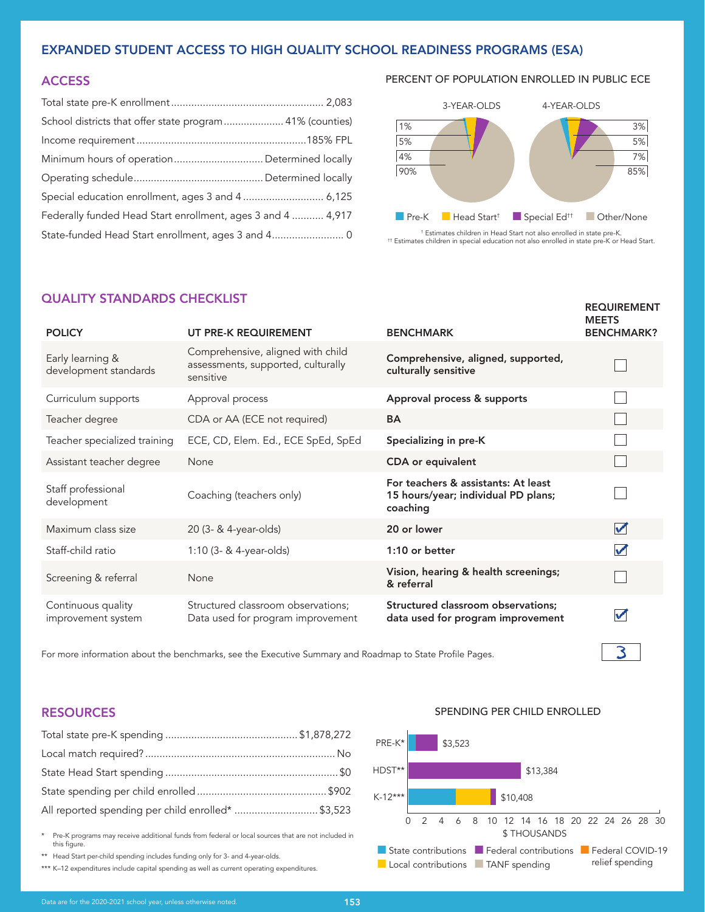## EXPANDED STUDENT ACCESS TO HIGH QUALITY SCHOOL READINESS PROGRAMS (ESA)

### ACCESS

| | |
|---|---|
| Total state pre-K enrollment | 2,083 |
| School districts that offer state program | 41% (counties) |
| Income requirement | 185% FPL |
| Minimum hours of operation | Determined locally |
| Operating schedule | Determined locally |
| Special education enrollment, ages 3 and 4 | 6,125 |
| Federally funded Head Start enrollment, ages 3 and 4 | 4,917 |
| State-funded Head Start enrollment, ages 3 and 4 | 0 |

PERCENT OF POPULATION ENROLLED IN PUBLIC ECE

3-YEAR-OLDS
1%
5%
4%
90%

4-YEAR-OLDS
3%
5%
7%
85%

Pre-K
Head Start†
Special Ed††
Other/None

† Estimates children in Head Start not also enrolled in state pre-K.
†† Estimates children in special education not also enrolled in state pre-K or Head Start.

### QUALITY STANDARDS CHECKLIST

| POLICY | UT PRE-K REQUIREMENT | BENCHMARK | REQUIREMENT MEETS BENCHMARK? |
|---|---|---|---|
| Early learning & development standards | Comprehensive, aligned with child assessments, supported, culturally sensitive | **Comprehensive, aligned, supported, culturally sensitive** | ☐ |
| Curriculum supports | Approval process | **Approval process & supports** | ☐ |
| Teacher degree | CDA or AA (ECE not required) | **BA** | ☐ |
| Teacher specialized training | ECE, CD, Elem. Ed., ECE SpEd, SpEd | **Specializing in pre-K** | ☐ |
| Assistant teacher degree | None | **CDA or equivalent** | ☐ |
| Staff professional development | Coaching (teachers only) | **For teachers & assistants: At least 15 hours/year; individual PD plans; coaching** | ☐ |
| Maximum class size | 20 (3- & 4-year-olds) | **20 or lower** | ☑ |
| Staff-child ratio | 1:10 (3- & 4-year-olds) | **1:10 or better** | ☑ |
| Screening & referral | None | **Vision, hearing & health screenings; & referral** | ☐ |
| Continuous quality improvement system | Structured classroom observations; Data used for program improvement | **Structured classroom observations; data used for program improvement** | ☑ |

For more information about the benchmarks, see the Executive Summary and Roadmap to State Profile Pages.

3

### RESOURCES

| | |
|---|---|
| Total state pre-K spending | $1,878,272 |
| Local match required? | No |
| State Head Start spending | $0 |
| State spending per child enrolled | $902 |
| All reported spending per child enrolled* | $3,523 |

\* Pre-K programs may receive additional funds from federal or local sources that are not included in this figure.

** Head Start per-child spending includes funding only for 3- and 4-year-olds.

*** K–12 expenditures include capital spending as well as current operating expenditures.

SPENDING PER CHILD ENROLLED

PRE-K* $3,523
HDST** $13,384
K-12*** $10,408

0 2 4 6 8 10 12 14 16 18 20 22 24 26 28 30
$ THOUSANDS

State contributions
Local contributions
Federal contributions
TANF spending
Federal COVID-19 relief spending

Data are for the 2020-2021 school year, unless otherwise noted.